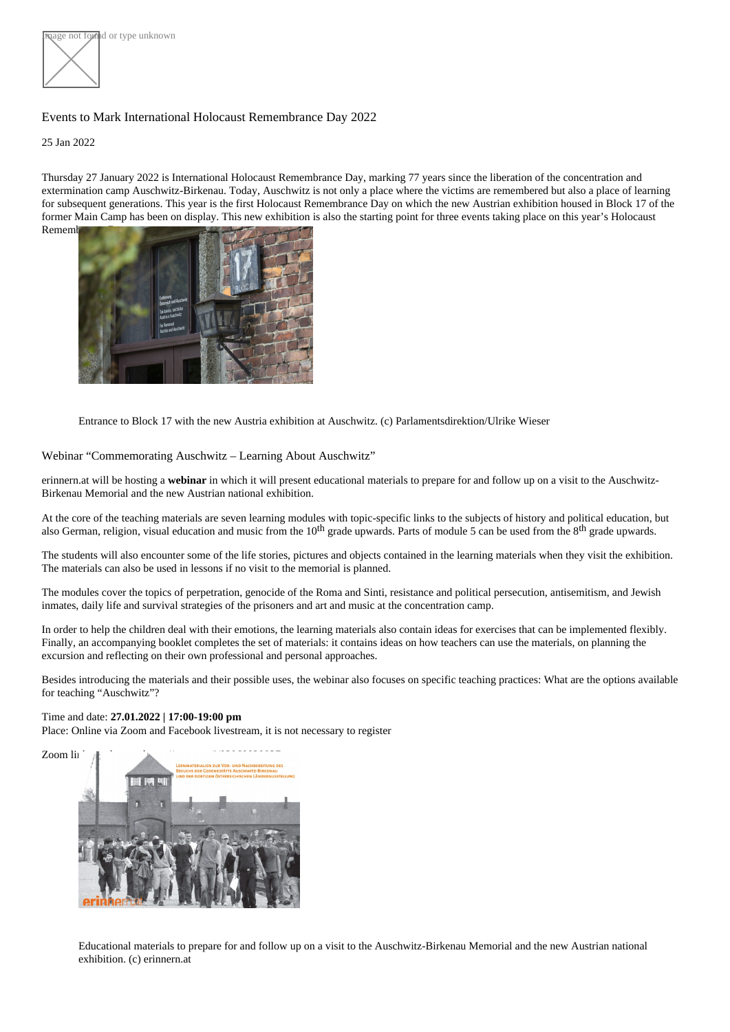Events to Mark International Holocaust Remembrance Day 2022

25 Jan 2022

Thursday 27 January 2022 is International Holocaust Remembrance Day, marking 77 years since the liberation of the concentration and extermination camp Auschwitz-Birkenau. Today, Auschwitz is not only a place where the victims are remembered but also a place of learning for subsequent generations. This year is the first Holocaust Remembrance Day on which the new Austrian exhibition housed in Block 17 of the former Main Camp has been on display. This new exhibition is also the starting point for three events taking place on this year's Holocaust Rememb

Entrance to Block 17 with the new Austria exhibition at Auschwitz. (c) Parlamentsdirektion/Ulrike Wieser

## Webinar "Commemorating Auschwitz – Learning About Auschwitz"

erinnern.at will be hosting a **webinar** in which it will present educational materials to prepare for and follow up on a visit to the Auschwitz-Birkenau Memorial and the new Austrian national exhibition.

At the core of the teaching materials are seven learning modules with topic-specific links to the subjects of history and political education, but also German, religion, visual education and music from the 10th grade upwards. Parts of module 5 can be used from the 8th grade upwards.

The students will also encounter some of the life stories, pictures and objects contained in the learning materials when they visit the exhibition. The materials can also be used in lessons if no visit to the memorial is planned.

The modules cover the topics of perpetration, genocide of the Roma and Sinti, resistance and political persecution, antisemitism, and Jewish inmates, daily life and survival strategies of the prisoners and art and music at the concentration camp.

In order to help the children deal with their emotions, the learning materials also contain ideas for exercises that can be implemented flexibly. Finally, an accompanying booklet completes the set of materials: it contains ideas on how teachers can use the materials, on planning the excursion and reflecting on their own professional and personal approaches.

Besides introducing the materials and their possible uses, the webinar also focuses on specific teaching practices: What are the options available for teaching "Auschwitz"?

Time and date: **27.01.2022 | 17:00-19:00 pm**
Place: Online via Zoom and Facebook livestream, it is not necessary to register

Zoom li

Educational materials to prepare for and follow up on a visit to the Auschwitz-Birkenau Memorial and the new Austrian national exhibition. (c) erinnern.at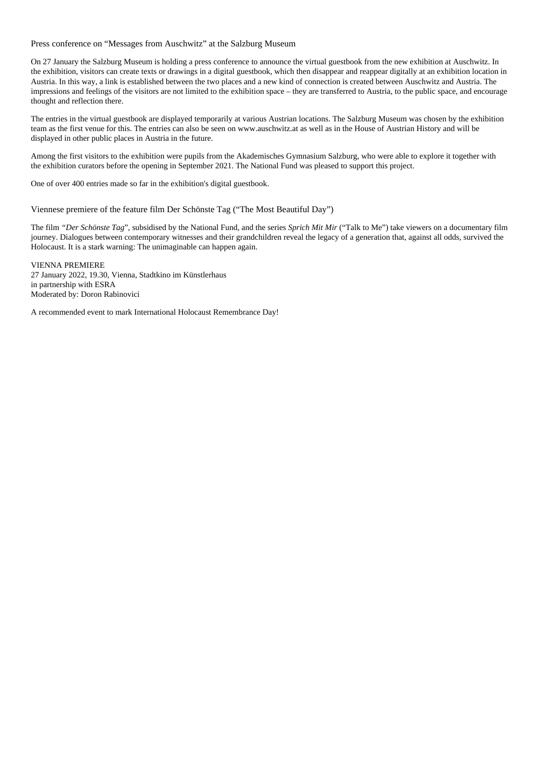## Press conference on "Messages from Auschwitz" at the Salzburg Museum

On 27 January the Salzburg Museum is holding a press conference to announce the virtual guestbook from the new exhibition at Auschwitz. In the exhibition, visitors can create texts or drawings in a digital guestbook, which then disappear and reappear digitally at an exhibition location in Austria. In this way, a link is established between the two places and a new kind of connection is created between Auschwitz and Austria. The impressions and feelings of the visitors are not limited to the exhibition space – they are transferred to Austria, to the public space, and encourage thought and reflection there.

The entries in the virtual guestbook are displayed temporarily at various Austrian locations. The Salzburg Museum was chosen by the exhibition team as the first venue for this. The entries can also be seen on www.auschwitz.at as well as in the House of Austrian History and will be displayed in other public places in Austria in the future.

Among the first visitors to the exhibition were pupils from the Akademisches Gymnasium Salzburg, who were able to explore it together with the exhibition curators before the opening in September 2021. The National Fund was pleased to support this project.

One of over 400 entries made so far in the exhibition's digital guestbook.

## Viennese premiere of the feature film Der Schönste Tag ("The Most Beautiful Day")

The film *"Der Schönste Tag*", subsidised by the National Fund, and the series *Sprich Mit Mir* ("Talk to Me") take viewers on a documentary film journey. Dialogues between contemporary witnesses and their grandchildren reveal the legacy of a generation that, against all odds, survived the Holocaust. It is a stark warning: The unimaginable can happen again.

VIENNA PREMIERE
27 January 2022, 19.30, Vienna, Stadtkino im Künstlerhaus
in partnership with ESRA
Moderated by: Doron Rabinovici

A recommended event to mark International Holocaust Remembrance Day!